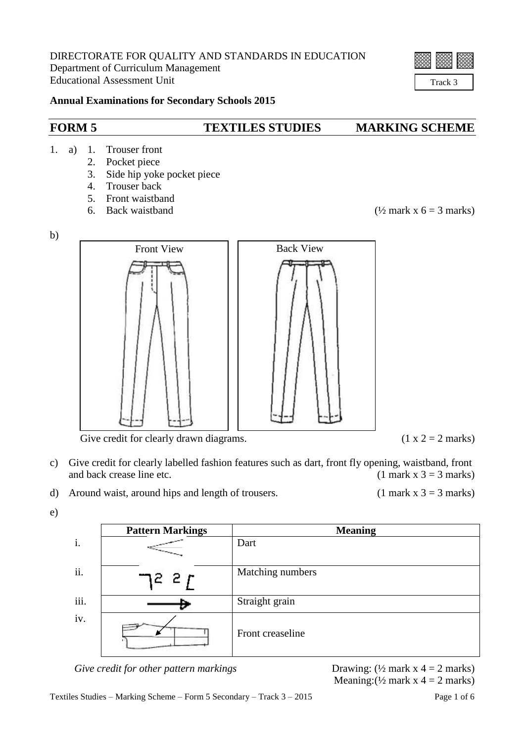DIRECTORATE FOR QUALITY AND STANDARDS IN EDUCATION
Department of Curriculum Management
Educational Assessment Unit

Track 3

**Annual Examinations for Secondary Schools 2015**

## FORM 5 TEXTILES STUDIES MARKING SCHEME

1. a)
   1. Trouser front
   2. Pocket piece
   3. Side hip yoke pocket piece
   4. Trouser back
   5. Front waistband
   6. Back waistband

   (½ mark x 6 = 3 marks)

b)

Front View | Back View

Give credit for clearly drawn diagrams. (1 x 2 = 2 marks)

c) Give credit for clearly labelled fashion features such as dart, front fly opening, waistband, front and back crease line etc. (1 mark x 3 = 3 marks)

d) Around waist, around hips and length of trousers. (1 mark x 3 = 3 marks)

e)

| | Pattern Markings | Meaning |
|---|---|---|
| i. | | Dart |
| ii. | 2 2 | Matching numbers |
| iii. | | Straight grain |
| iv. | | Front creaseline |

*Give credit for other pattern markings* Drawing: (½ mark x 4 = 2 marks)
Meaning: (½ mark x 4 = 2 marks)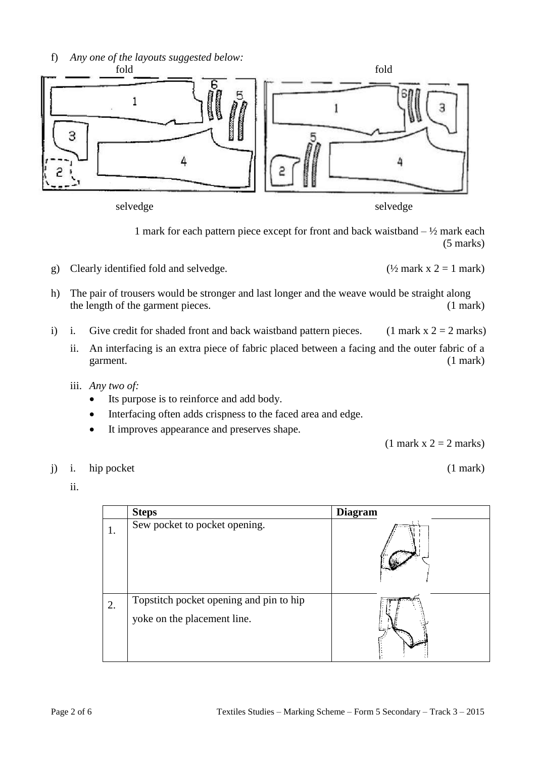f) *Any one of the layouts suggested below:*

fold fold

selvedge selvedge

1 mark for each pattern piece except for front and back waistband – ½ mark each (5 marks)

g) Clearly identified fold and selvedge. (½ mark x 2 = 1 mark)

h) The pair of trousers would be stronger and last longer and the weave would be straight along the length of the garment pieces. (1 mark)

i) i. Give credit for shaded front and back waistband pattern pieces. (1 mark x 2 = 2 marks)

 ii. An interfacing is an extra piece of fabric placed between a facing and the outer fabric of a garment. (1 mark)

 iii. *Any two of:*
 - Its purpose is to reinforce and add body.
 - Interfacing often adds crispness to the faced area and edge.
 - It improves appearance and preserves shape.

 (1 mark x 2 = 2 marks)

j) i. hip pocket (1 mark)

 ii.

| | Steps | Diagram |
|---|---|---|
| 1. | Sew pocket to pocket opening. | |
| 2. | Topstitch pocket opening and pin to hip yoke on the placement line. | |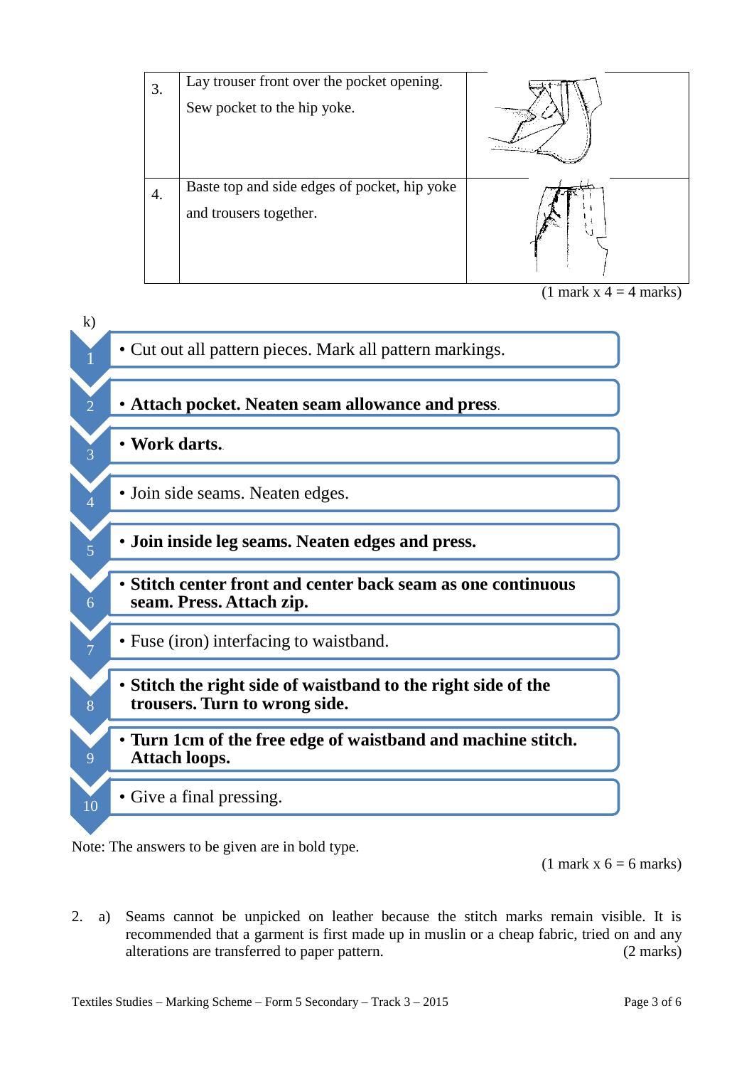| | | |
|---|---|---|
| 3. | Lay trouser front over the pocket opening. Sew pocket to the hip yoke. | |
| 4. | Baste top and side edges of pocket, hip yoke and trousers together. | |

(1 mark x 4 = 4 marks)

k)

1. Cut out all pattern pieces. Mark all pattern markings.
2. **Attach pocket. Neaten seam allowance and press**.
3. **Work darts.**
4. Join side seams. Neaten edges.
5. **Join inside leg seams. Neaten edges and press.**
6. **Stitch center front and center back seam as one continuous seam. Press. Attach zip.**
7. Fuse (iron) interfacing to waistband.
8. **Stitch the right side of waistband to the right side of the trousers. Turn to wrong side.**
9. **Turn 1cm of the free edge of waistband and machine stitch. Attach loops.**
10. Give a final pressing.

Note: The answers to be given are in bold type.

(1 mark x 6 = 6 marks)

2. a) Seams cannot be unpicked on leather because the stitch marks remain visible. It is recommended that a garment is first made up in muslin or a cheap fabric, tried on and any alterations are transferred to paper pattern. (2 marks)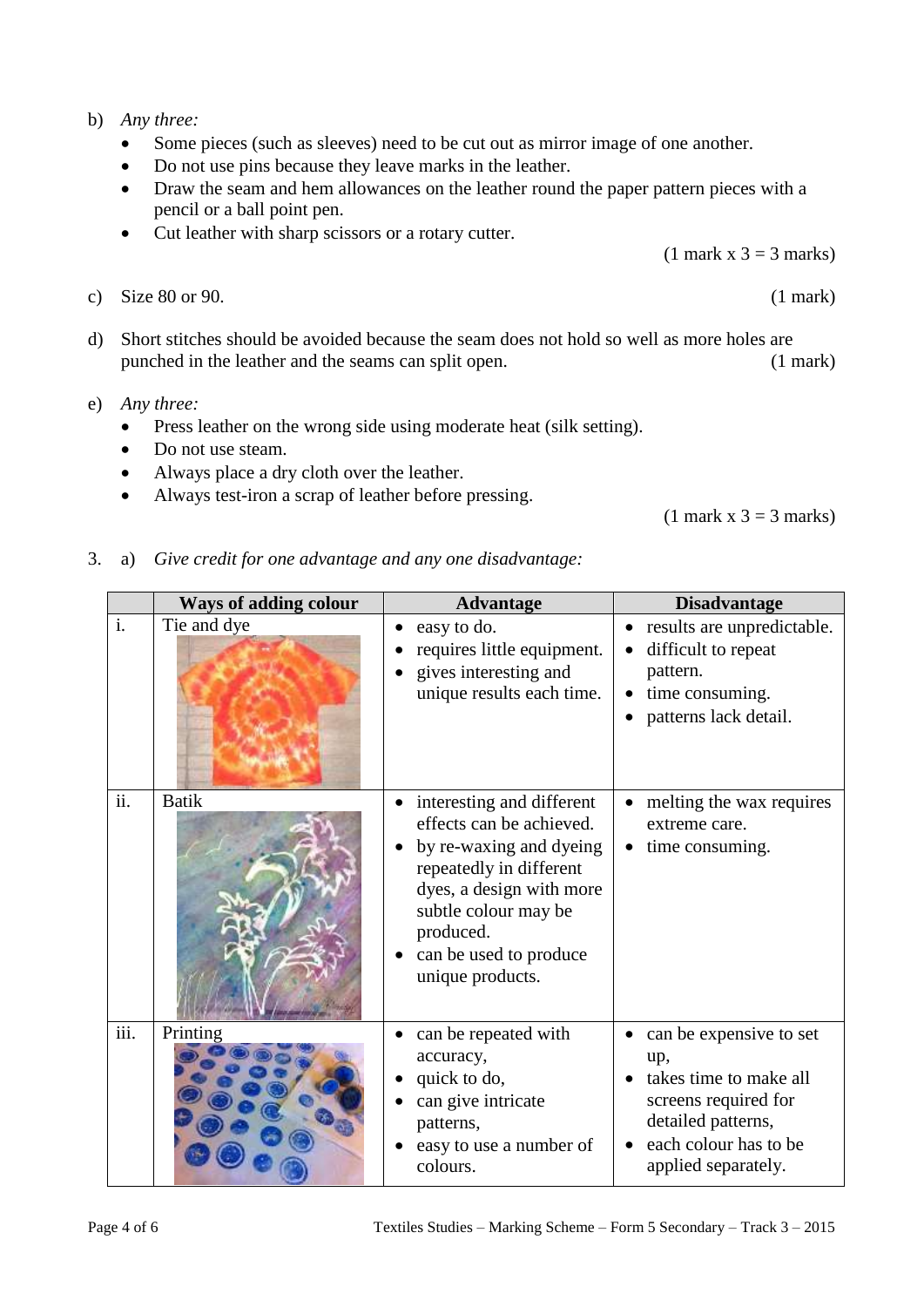b) *Any three:*

- Some pieces (such as sleeves) need to be cut out as mirror image of one another.
- Do not use pins because they leave marks in the leather.
- Draw the seam and hem allowances on the leather round the paper pattern pieces with a pencil or a ball point pen.
- Cut leather with sharp scissors or a rotary cutter.

(1 mark x 3 = 3 marks)

c) Size 80 or 90. (1 mark)

d) Short stitches should be avoided because the seam does not hold so well as more holes are punched in the leather and the seams can split open. (1 mark)

e) *Any three:*

- Press leather on the wrong side using moderate heat (silk setting).
- Do not use steam.
- Always place a dry cloth over the leather.
- Always test-iron a scrap of leather before pressing.

(1 mark x 3 = 3 marks)

3. a) *Give credit for one advantage and any one disadvantage:*

| | Ways of adding colour | Advantage | Disadvantage |
|---|---|---|---|
| i. | Tie and dye | • easy to do.<br>• requires little equipment.<br>• gives interesting and unique results each time. | • results are unpredictable.<br>• difficult to repeat pattern.<br>• time consuming.<br>• patterns lack detail. |
| ii. | Batik | • interesting and different effects can be achieved.<br>• by re-waxing and dyeing repeatedly in different dyes, a design with more subtle colour may be produced.<br>• can be used to produce unique products. | • melting the wax requires extreme care.<br>• time consuming. |
| iii. | Printing | • can be repeated with accuracy,<br>• quick to do,<br>• can give intricate patterns,<br>• easy to use a number of colours. | • can be expensive to set up,<br>• takes time to make all screens required for detailed patterns,<br>• each colour has to be applied separately. |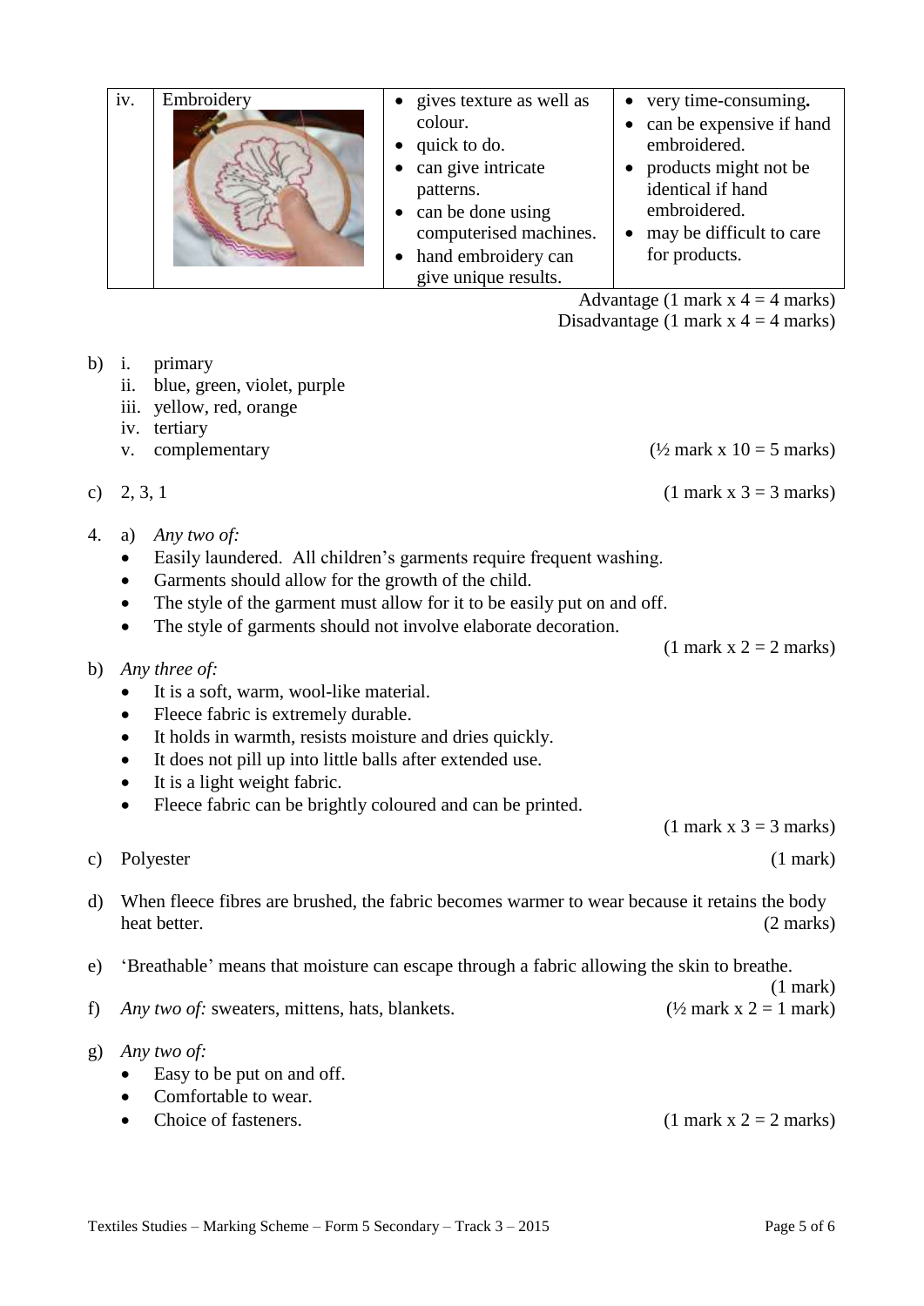| iv. | Embroidery | • gives texture as well as colour.<br>• quick to do.<br>• can give intricate patterns.<br>• can be done using computerised machines.<br>• hand embroidery can give unique results. | • very time-consuming**.**<br>• can be expensive if hand embroidered.<br>• products might not be identical if hand embroidered.<br>• may be difficult to care for products. |
|---|---|---|---|

Advantage (1 mark x 4 = 4 marks)
Disadvantage (1 mark x 4 = 4 marks)

b) i. primary
   ii. blue, green, violet, purple
   iii. yellow, red, orange
   iv. tertiary
   v. complementary (½ mark x 10 = 5 marks)

c) 2, 3, 1 (1 mark x 3 = 3 marks)

4. a) *Any two of:*
   - Easily laundered. All children's garments require frequent washing.
   - Garments should allow for the growth of the child.
   - The style of the garment must allow for it to be easily put on and off.
   - The style of garments should not involve elaborate decoration.

   (1 mark x 2 = 2 marks)

b) *Any three of:*
   - It is a soft, warm, wool-like material.
   - Fleece fabric is extremely durable.
   - It holds in warmth, resists moisture and dries quickly.
   - It does not pill up into little balls after extended use.
   - It is a light weight fabric.
   - Fleece fabric can be brightly coloured and can be printed.

   (1 mark x 3 = 3 marks)

c) Polyester (1 mark)

d) When fleece fibres are brushed, the fabric becomes warmer to wear because it retains the body heat better. (2 marks)

e) 'Breathable' means that moisture can escape through a fabric allowing the skin to breathe. (1 mark)

f) *Any two of:* sweaters, mittens, hats, blankets. (½ mark x 2 = 1 mark)

g) *Any two of:*
   - Easy to be put on and off.
   - Comfortable to wear.
   - Choice of fasteners. (1 mark x 2 = 2 marks)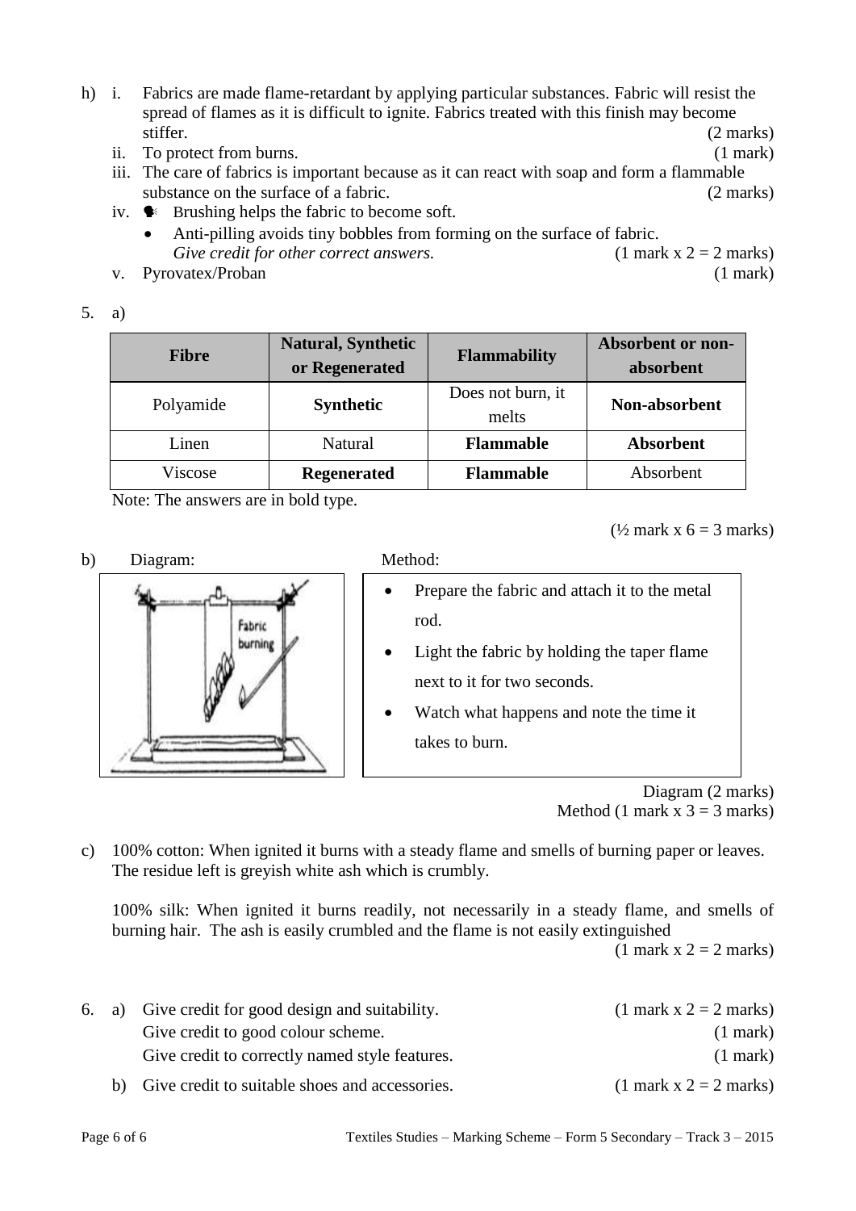h) i. Fabrics are made flame-retardant by applying particular substances. Fabric will resist the spread of flames as it is difficult to ignite. Fabrics treated with this finish may become stiffer. (2 marks)

ii. To protect from burns. (1 mark)

iii. The care of fabrics is important because as it can react with soap and form a flammable substance on the surface of a fabric. (2 marks)

iv.
- Brushing helps the fabric to become soft.
- Anti-pilling avoids tiny bobbles from forming on the surface of fabric.

*Give credit for other correct answers.* (1 mark x 2 = 2 marks)

v. Pyrovatex/Proban (1 mark)

5. a)

| Fibre | Natural, Synthetic or Regenerated | Flammability | Absorbent or non-absorbent |
|---|---|---|---|
| Polyamide | **Synthetic** | Does not burn, it melts | **Non-absorbent** |
| Linen | Natural | **Flammable** | **Absorbent** |
| Viscose | **Regenerated** | **Flammable** | Absorbent |

Note: The answers are in bold type.

(½ mark x 6 = 3 marks)

b) Diagram:

Fabric burning

Method:

- Prepare the fabric and attach it to the metal rod.
- Light the fabric by holding the taper flame next to it for two seconds.
- Watch what happens and note the time it takes to burn.

Diagram (2 marks)
Method (1 mark x 3 = 3 marks)

c) 100% cotton: When ignited it burns with a steady flame and smells of burning paper or leaves. The residue left is greyish white ash which is crumbly.

100% silk: When ignited it burns readily, not necessarily in a steady flame, and smells of burning hair. The ash is easily crumbled and the flame is not easily extinguished

(1 mark x 2 = 2 marks)

6. a) Give credit for good design and suitability. (1 mark x 2 = 2 marks)
Give credit to good colour scheme. (1 mark)
Give credit to correctly named style features. (1 mark)

b) Give credit to suitable shoes and accessories. (1 mark x 2 = 2 marks)